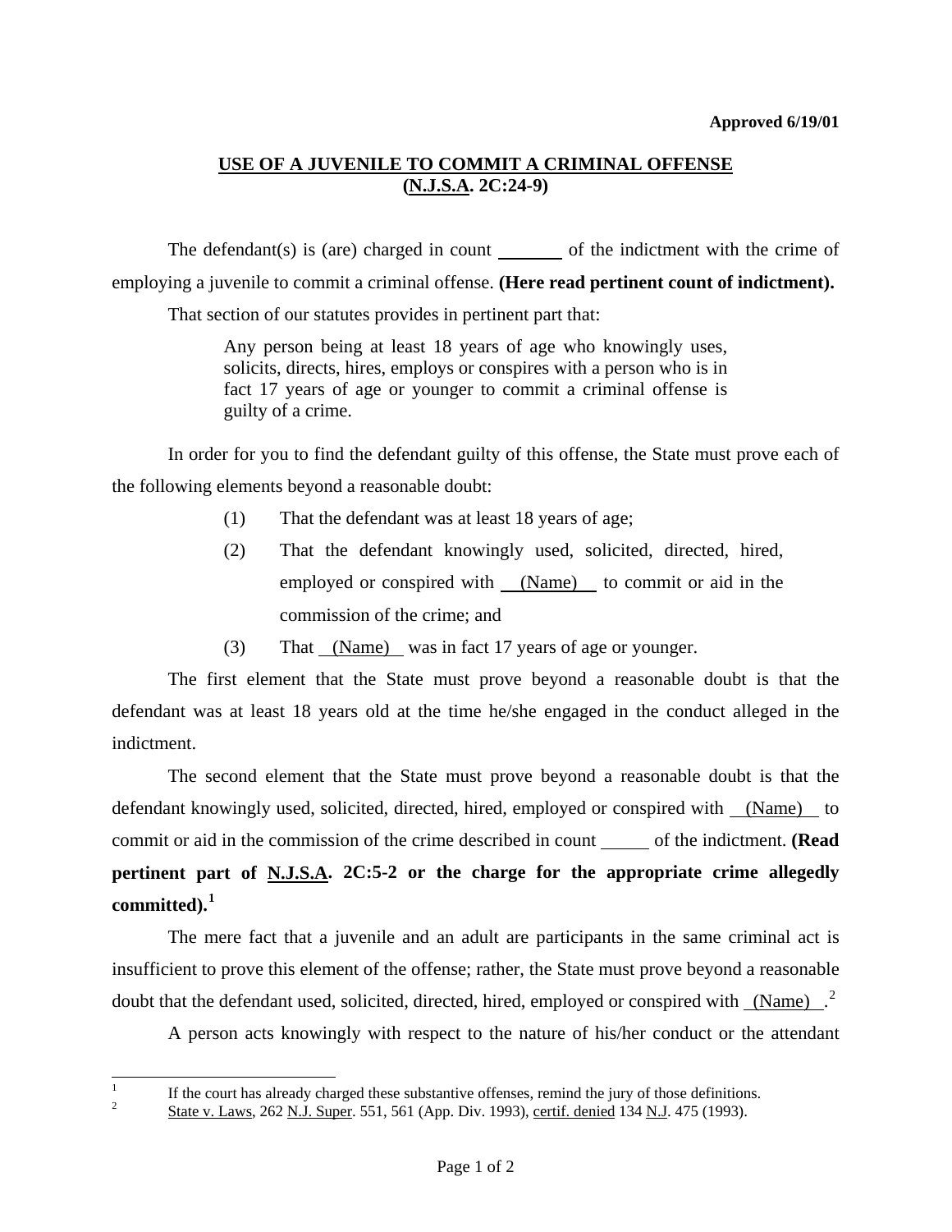**Approved 6/19/01**

# USE OF A JUVENILE TO COMMIT A CRIMINAL OFFENSE (N.J.S.A. 2C:24-9)

The defendant(s) is (are) charged in count _______ of the indictment with the crime of employing a juvenile to commit a criminal offense. **(Here read pertinent count of indictment).**

That section of our statutes provides in pertinent part that:

> Any person being at least 18 years of age who knowingly uses, solicits, directs, hires, employs or conspires with a person who is in fact 17 years of age or younger to commit a criminal offense is guilty of a crime.

In order for you to find the defendant guilty of this offense, the State must prove each of the following elements beyond a reasonable doubt:

(1) That the defendant was at least 18 years of age;

(2) That the defendant knowingly used, solicited, directed, hired, employed or conspired with __(Name)__ to commit or aid in the commission of the crime; and

(3) That __(Name)__ was in fact 17 years of age or younger.

The first element that the State must prove beyond a reasonable doubt is that the defendant was at least 18 years old at the time he/she engaged in the conduct alleged in the indictment.

The second element that the State must prove beyond a reasonable doubt is that the defendant knowingly used, solicited, directed, hired, employed or conspired with __(Name)__ to commit or aid in the commission of the crime described in count _____ of the indictment. **(Read pertinent part of N.J.S.A. 2C:5-2 or the charge for the appropriate crime allegedly committed).**[1]

The mere fact that a juvenile and an adult are participants in the same criminal act is insufficient to prove this element of the offense; rather, the State must prove beyond a reasonable doubt that the defendant used, solicited, directed, hired, employed or conspired with __(Name)__.[2]

A person acts knowingly with respect to the nature of his/her conduct or the attendant

---

[1] If the court has already charged these substantive offenses, remind the jury of those definitions.

[2] State v. Laws, 262 N.J. Super. 551, 561 (App. Div. 1993), certif. denied 134 N.J. 475 (1993).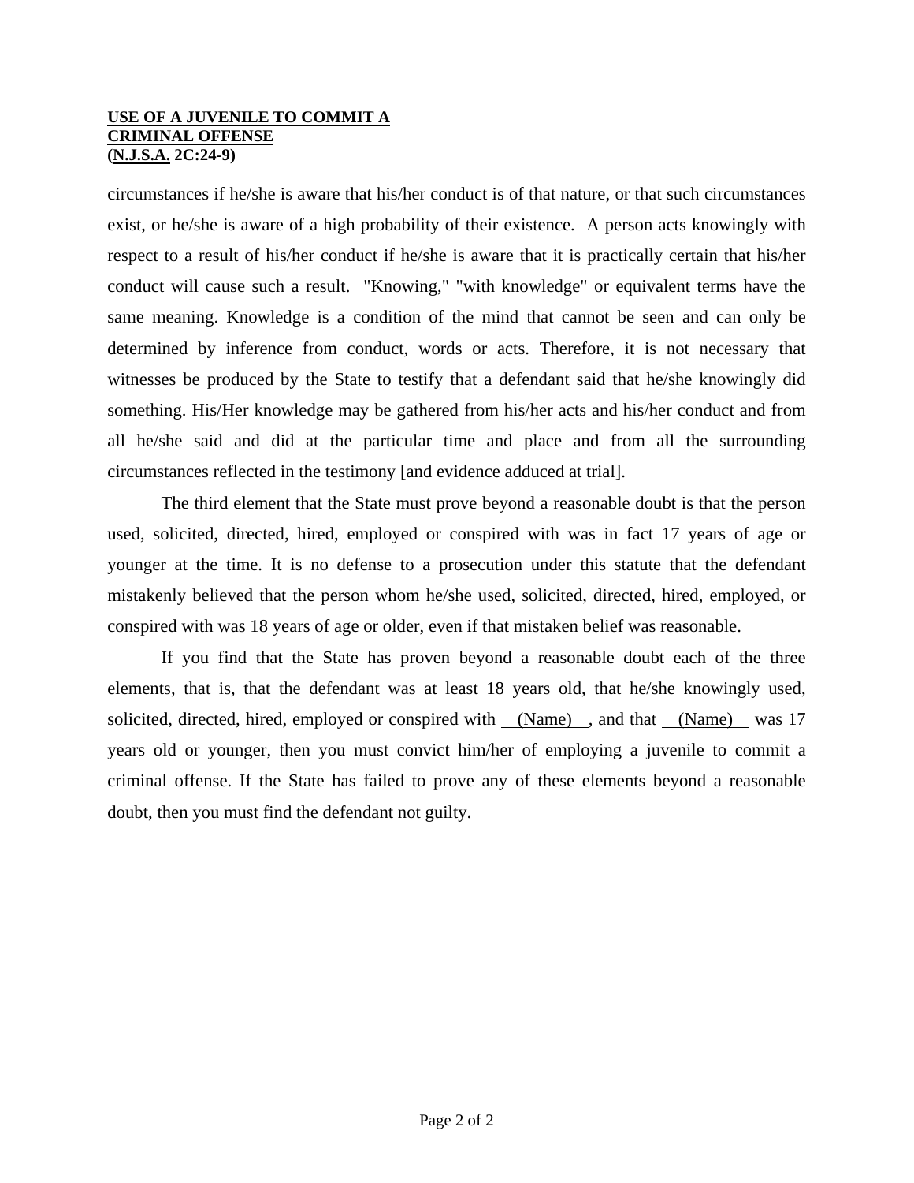circumstances if he/she is aware that his/her conduct is of that nature, or that such circumstances exist, or he/she is aware of a high probability of their existence. A person acts knowingly with respect to a result of his/her conduct if he/she is aware that it is practically certain that his/her conduct will cause such a result. "Knowing," "with knowledge" or equivalent terms have the same meaning. Knowledge is a condition of the mind that cannot be seen and can only be determined by inference from conduct, words or acts. Therefore, it is not necessary that witnesses be produced by the State to testify that a defendant said that he/she knowingly did something. His/Her knowledge may be gathered from his/her acts and his/her conduct and from all he/she said and did at the particular time and place and from all the surrounding circumstances reflected in the testimony [and evidence adduced at trial].

The third element that the State must prove beyond a reasonable doubt is that the person used, solicited, directed, hired, employed or conspired with was in fact 17 years of age or younger at the time. It is no defense to a prosecution under this statute that the defendant mistakenly believed that the person whom he/she used, solicited, directed, hired, employed, or conspired with was 18 years of age or older, even if that mistaken belief was reasonable.

If you find that the State has proven beyond a reasonable doubt each of the three elements, that is, that the defendant was at least 18 years old, that he/she knowingly used, solicited, directed, hired, employed or conspired with (Name), and that (Name) was 17 years old or younger, then you must convict him/her of employing a juvenile to commit a criminal offense. If the State has failed to prove any of these elements beyond a reasonable doubt, then you must find the defendant not guilty.